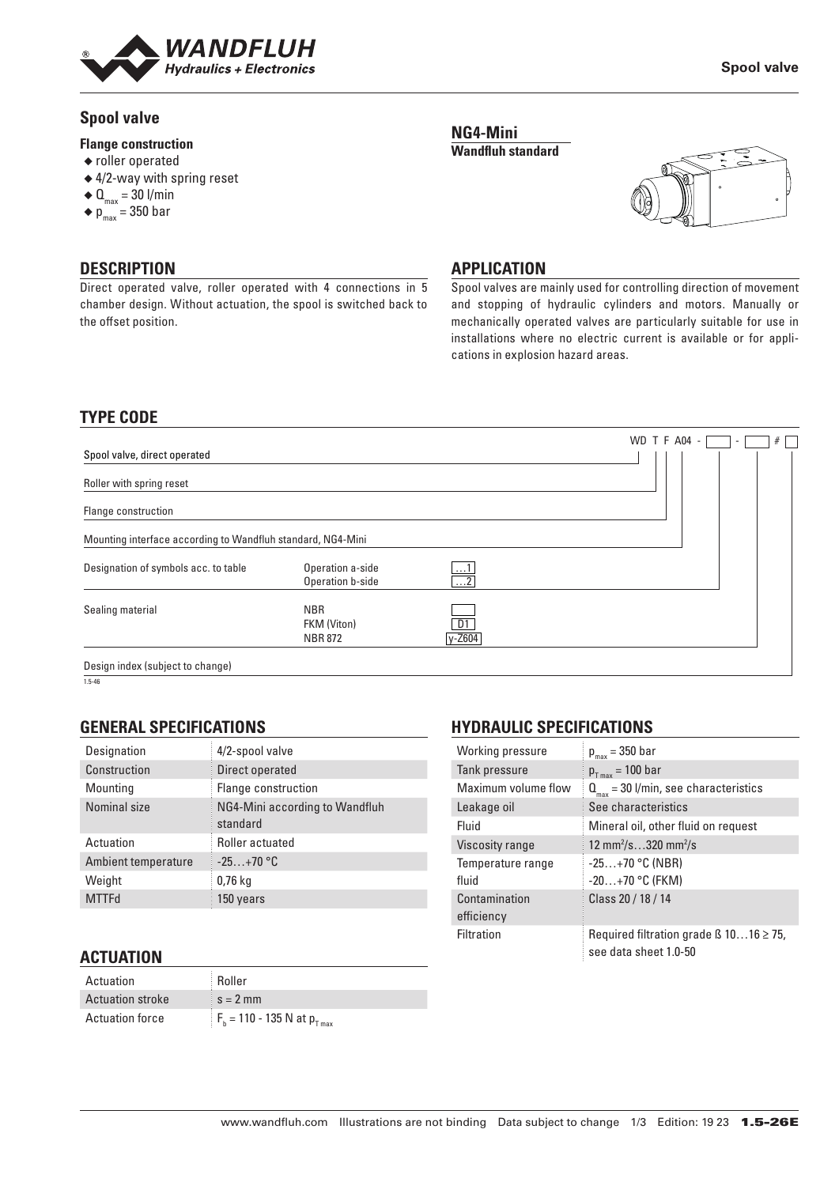# Spool valve

**Flange construction**

- roller operated
- 4/2-way with spring reset
- $Q_{max}$ = 30 l/min
- $p_{max}$ = 350 bar

**NG4-Mini**
**Wandfluh standard**

## DESCRIPTION

Direct operated valve, roller operated with 4 connections in 5 chamber design. Without actuation, the spool is switched back to the offset position.

## APPLICATION

Spool valves are mainly used for controlling direction of movement and stopping of hydraulic cylinders and motors. Manually or mechanically operated valves are particularly suitable for use in installations where no electric current is available or for applications in explosion hazard areas.

## TYPE CODE

WD T F A04 - [ ] - [ ] # [ ]

| | | |
|---|---|---|
| Spool valve, direct operated | | WD |
| Roller with spring reset | | T |
| Flange construction | | F |
| Mounting interface according to Wandfluh standard, NG4-Mini | | A04 |
| Designation of symbols acc. to table | Operation a-side | …1 |
| | Operation b-side | …2 |
| Sealing material | NBR | |
| | FKM (Viton) | D1 |
| | NBR 872 | y-Z604 |
| Design index (subject to change) | | # |

## GENERAL SPECIFICATIONS

| | |
|---|---|
| Designation | 4/2-spool valve |
| Construction | Direct operated |
| Mounting | Flange construction |
| Nominal size | NG4-Mini according to Wandfluh standard |
| Actuation | Roller actuated |
| Ambient temperature | -25…+70 °C |
| Weight | 0,76 kg |
| MTTFd | 150 years |

## ACTUATION

| | |
|---|---|
| Actuation | Roller |
| Actuation stroke | s = 2 mm |
| Actuation force | $F_b$ = 110 - 135 N at $p_{T\,max}$ |

## HYDRAULIC SPECIFICATIONS

| | |
|---|---|
| Working pressure | $p_{max}$ = 350 bar |
| Tank pressure | $p_{T\,max}$ = 100 bar |
| Maximum volume flow | $Q_{max}$ = 30 l/min, see characteristics |
| Leakage oil | See characteristics |
| Fluid | Mineral oil, other fluid on request |
| Viscosity range | 12 mm²/s…320 mm²/s |
| Temperature range fluid | -25…+70 °C (NBR)<br>-20…+70 °C (FKM) |
| Contamination efficiency | Class 20 / 18 / 14 |
| Filtration | Required filtration grade ß 10…16 ≥ 75, see data sheet 1.0-50 |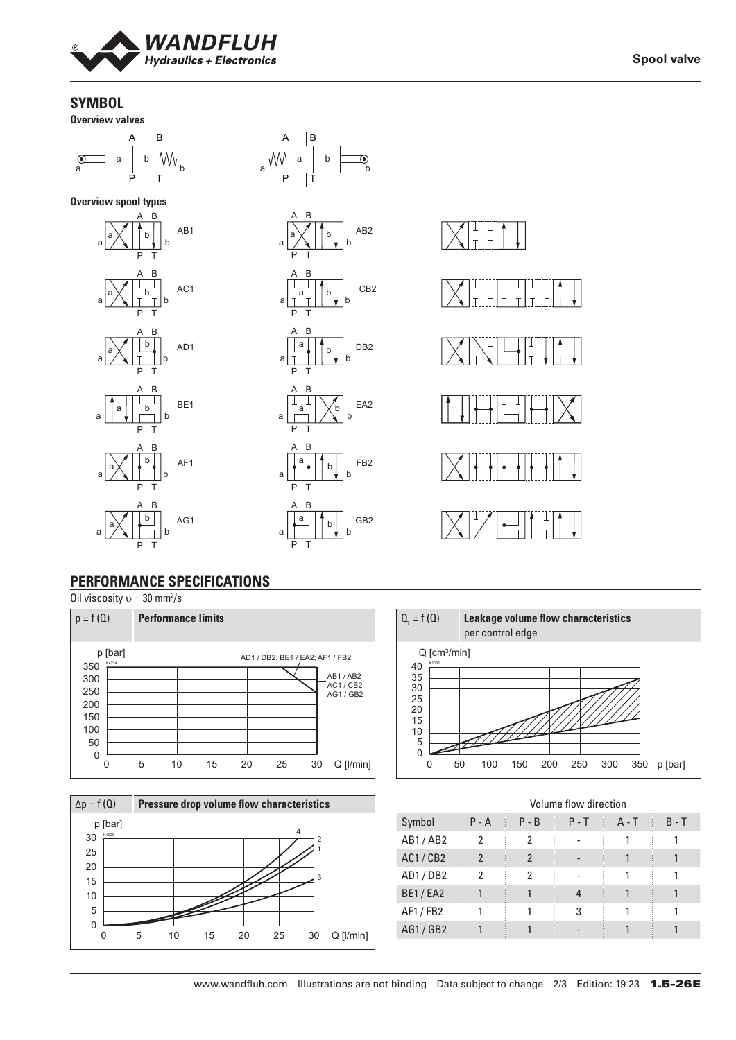## SYMBOL

**Overview valves**

**Overview spool types**

AB1, AC1, AD1, BE1, AF1, AG1

AB2, CB2, DB2, EA2, FB2, GB2

## PERFORMANCE SPECIFICATIONS

Oil viscosity $\upsilon$ = 30 mm²/s

**p = f (Q) — Performance limits**

p [bar]: 0, 50, 100, 150, 200, 250, 300, 350

Q [l/min]: 0, 5, 10, 15, 20, 25, 30

AD1 / DB2; BE1 / EA2; AF1 / FB2

AB1 / AB2, AC1 / CB2, AG1 / GB2

**$Q_L$ = f (Q) — Leakage volume flow characteristics per control edge**

Q [cm³/min]: 0, 5, 10, 15, 20, 25, 30, 35, 40

p [bar]: 0, 50, 100, 150, 200, 250, 300, 350

**Δp = f (Q) — Pressure drop volume flow characteristics**

p [bar]: 0, 5, 10, 15, 20, 25, 30

Q [l/min]: 0, 5, 10, 15, 20, 25, 30

| | Volume flow direction | | | | |
|---|---|---|---|---|---|
| Symbol | P - A | P - B | P - T | A - T | B - T |
| AB1 / AB2 | 2 | 2 | - | 1 | 1 |
| AC1 / CB2 | 2 | 2 | - | 1 | 1 |
| AD1 / DB2 | 2 | 2 | - | 1 | 1 |
| BE1 / EA2 | 1 | 1 | 4 | 1 | 1 |
| AF1 / FB2 | 1 | 1 | 3 | 1 | 1 |
| AG1 / GB2 | 1 | 1 | - | 1 | 1 |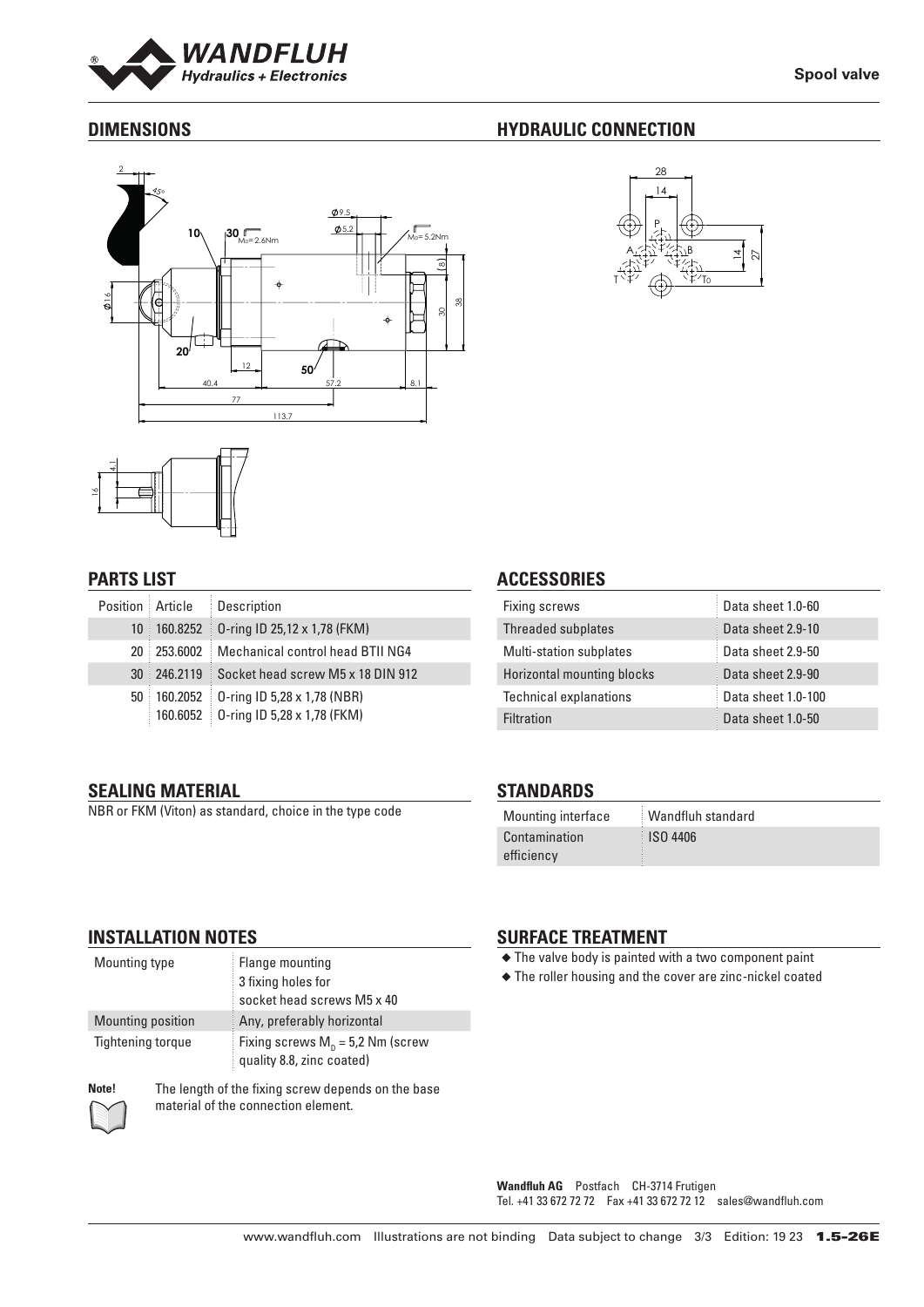## DIMENSIONS

2
45°
10
30
$M_D$= 2.6Nm
Ø9.5
Ø5.2
$M_D$= 5.2Nm
(8)
Ø16
30
38
20
12
50
40.4
57.2
8.1
77
113.7

4.1
16

## HYDRAULIC CONNECTION

28
14
P
A
B
T
$T_0$
14
27

## PARTS LIST

| Position | Article | Description |
|---|---|---|
| 10 | 160.8252 | O-ring ID 25,12 x 1,78 (FKM) |
| 20 | 253.6002 | Mechanical control head BTII NG4 |
| 30 | 246.2119 | Socket head screw M5 x 18 DIN 912 |
| 50 | 160.2052<br>160.6052 | O-ring ID 5,28 x 1,78 (NBR)<br>O-ring ID 5,28 x 1,78 (FKM) |

## ACCESSORIES

| | |
|---|---|
| Fixing screws | Data sheet 1.0-60 |
| Threaded subplates | Data sheet 2.9-10 |
| Multi-station subplates | Data sheet 2.9-50 |
| Horizontal mounting blocks | Data sheet 2.9-90 |
| Technical explanations | Data sheet 1.0-100 |
| Filtration | Data sheet 1.0-50 |

## SEALING MATERIAL

NBR or FKM (Viton) as standard, choice in the type code

## STANDARDS

| | |
|---|---|
| Mounting interface | Wandfluh standard |
| Contamination efficiency | ISO 4406 |

## INSTALLATION NOTES

| | |
|---|---|
| Mounting type | Flange mounting<br>3 fixing holes for<br>socket head screws M5 x 40 |
| Mounting position | Any, preferably horizontal |
| Tightening torque | Fixing screws $M_D$ = 5,2 Nm (screw quality 8.8, zinc coated) |

**Note!** The length of the fixing screw depends on the base material of the connection element.

## SURFACE TREATMENT

- The valve body is painted with a two component paint
- The roller housing and the cover are zinc-nickel coated

**Wandfluh AG** Postfach CH-3714 Frutigen
Tel. +41 33 672 72 72 Fax +41 33 672 72 12 sales@wandfluh.com